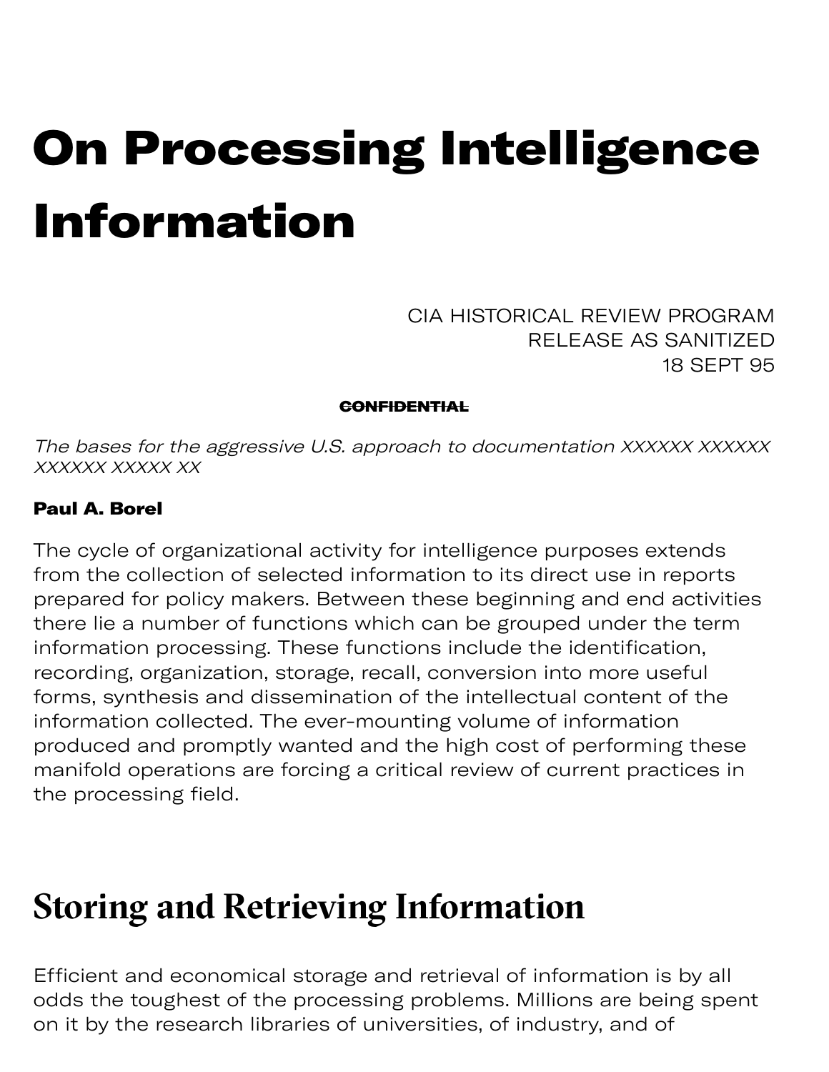# On Processing Intelligence Information

CIA HISTORICAL REVIEW PROGRAM
RELEASE AS SANITIZED
18 SEPT 95

~~**CONFIDENTIAL**~~

*The bases for the aggressive U.S. approach to documentation XXXXXX XXXXXX XXXXXX XXXXX XX*

**Paul A. Borel**

The cycle of organizational activity for intelligence purposes extends from the collection of selected information to its direct use in reports prepared for policy makers. Between these beginning and end activities there lie a number of functions which can be grouped under the term information processing. These functions include the identification, recording, organization, storage, recall, conversion into more useful forms, synthesis and dissemination of the intellectual content of the information collected. The ever-mounting volume of information produced and promptly wanted and the high cost of performing these manifold operations are forcing a critical review of current practices in the processing field.

## Storing and Retrieving Information

Efficient and economical storage and retrieval of information is by all odds the toughest of the processing problems. Millions are being spent on it by the research libraries of universities, of industry, and of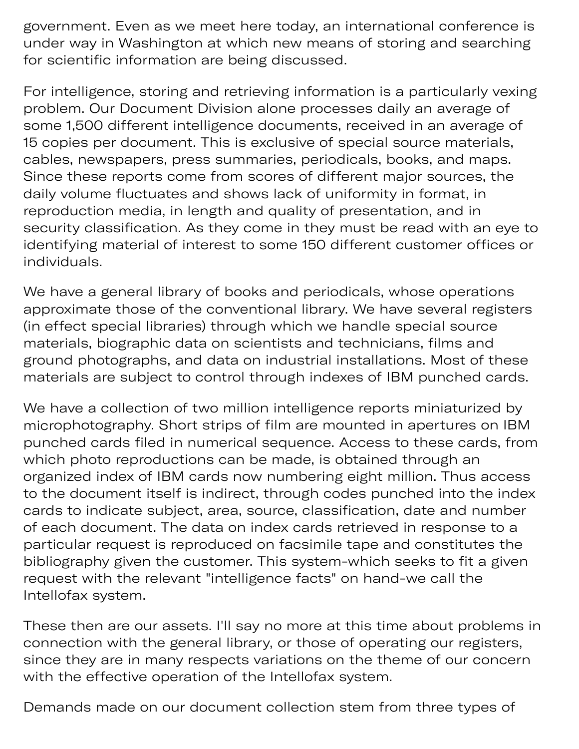government. Even as we meet here today, an international conference is under way in Washington at which new means of storing and searching for scientific information are being discussed.

For intelligence, storing and retrieving information is a particularly vexing problem. Our Document Division alone processes daily an average of some 1,500 different intelligence documents, received in an average of 15 copies per document. This is exclusive of special source materials, cables, newspapers, press summaries, periodicals, books, and maps. Since these reports come from scores of different major sources, the daily volume fluctuates and shows lack of uniformity in format, in reproduction media, in length and quality of presentation, and in security classification. As they come in they must be read with an eye to identifying material of interest to some 150 different customer offices or individuals.

We have a general library of books and periodicals, whose operations approximate those of the conventional library. We have several registers (in effect special libraries) through which we handle special source materials, biographic data on scientists and technicians, films and ground photographs, and data on industrial installations. Most of these materials are subject to control through indexes of IBM punched cards.

We have a collection of two million intelligence reports miniaturized by microphotography. Short strips of film are mounted in apertures on IBM punched cards filed in numerical sequence. Access to these cards, from which photo reproductions can be made, is obtained through an organized index of IBM cards now numbering eight million. Thus access to the document itself is indirect, through codes punched into the index cards to indicate subject, area, source, classification, date and number of each document. The data on index cards retrieved in response to a particular request is reproduced on facsimile tape and constitutes the bibliography given the customer. This system-which seeks to fit a given request with the relevant "intelligence facts" on hand-we call the Intellofax system.

These then are our assets. I'll say no more at this time about problems in connection with the general library, or those of operating our registers, since they are in many respects variations on the theme of our concern with the effective operation of the Intellofax system.

Demands made on our document collection stem from three types of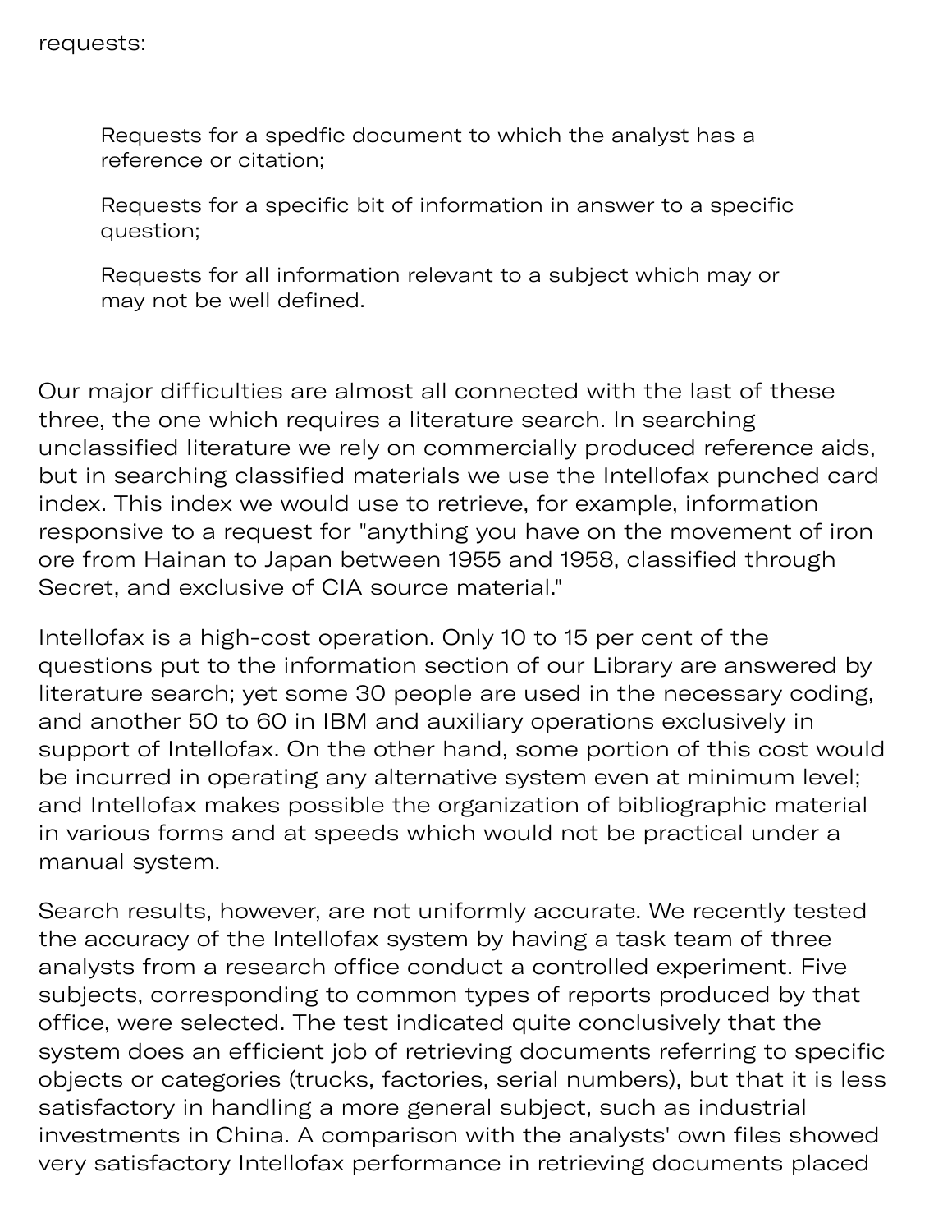requests:

> Requests for a spedfic document to which the analyst has a reference or citation;
>
> Requests for a specific bit of information in answer to a specific question;
>
> Requests for all information relevant to a subject which may or may not be well defined.

Our major difficulties are almost all connected with the last of these three, the one which requires a literature search. In searching unclassified literature we rely on commercially produced reference aids, but in searching classified materials we use the Intellofax punched card index. This index we would use to retrieve, for example, information responsive to a request for "anything you have on the movement of iron ore from Hainan to Japan between 1955 and 1958, classified through Secret, and exclusive of CIA source material."

Intellofax is a high-cost operation. Only 10 to 15 per cent of the questions put to the information section of our Library are answered by literature search; yet some 30 people are used in the necessary coding, and another 50 to 60 in IBM and auxiliary operations exclusively in support of Intellofax. On the other hand, some portion of this cost would be incurred in operating any alternative system even at minimum level; and Intellofax makes possible the organization of bibliographic material in various forms and at speeds which would not be practical under a manual system.

Search results, however, are not uniformly accurate. We recently tested the accuracy of the Intellofax system by having a task team of three analysts from a research office conduct a controlled experiment. Five subjects, corresponding to common types of reports produced by that office, were selected. The test indicated quite conclusively that the system does an efficient job of retrieving documents referring to specific objects or categories (trucks, factories, serial numbers), but that it is less satisfactory in handling a more general subject, such as industrial investments in China. A comparison with the analysts' own files showed very satisfactory Intellofax performance in retrieving documents placed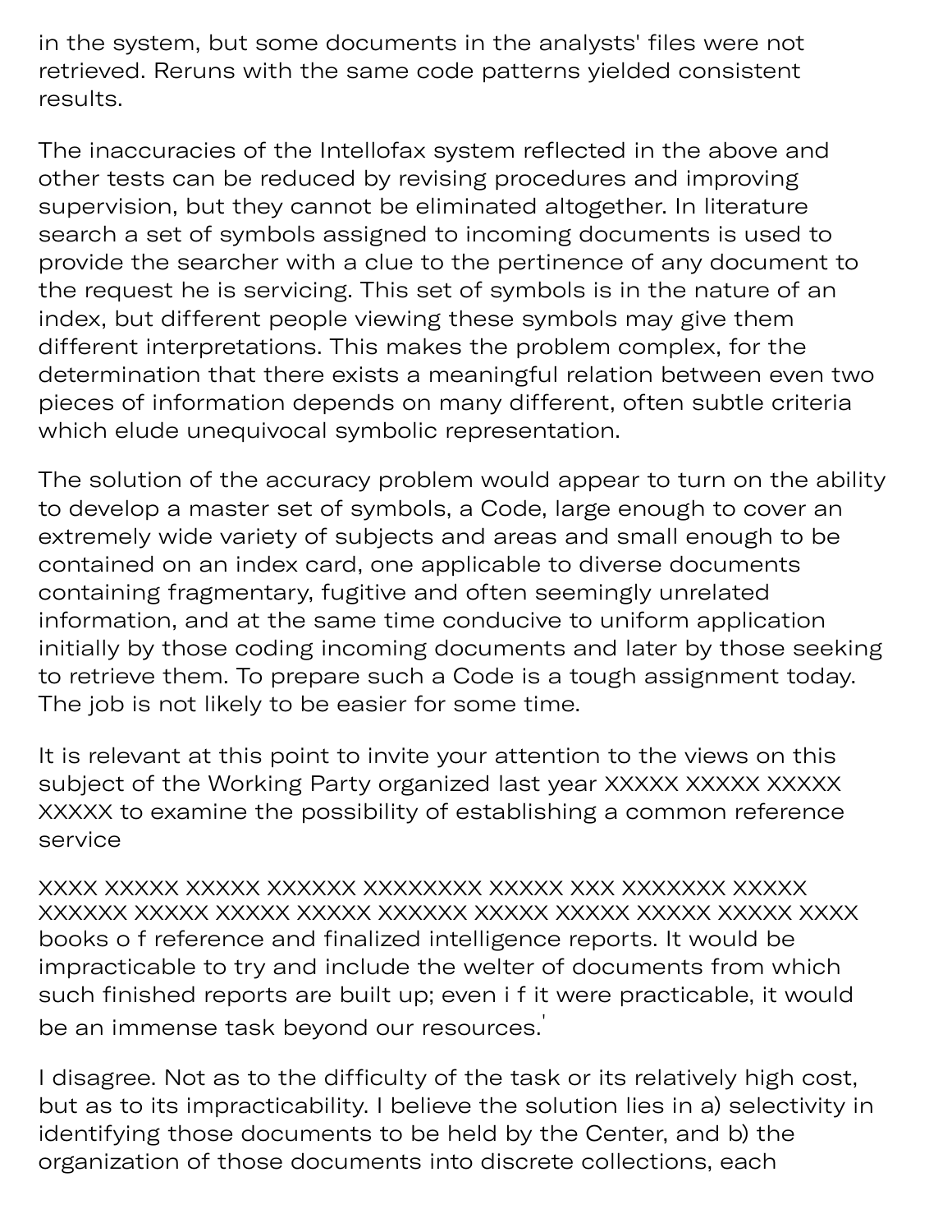in the system, but some documents in the analysts' files were not retrieved. Reruns with the same code patterns yielded consistent results.

The inaccuracies of the Intellofax system reflected in the above and other tests can be reduced by revising procedures and improving supervision, but they cannot be eliminated altogether. In literature search a set of symbols assigned to incoming documents is used to provide the searcher with a clue to the pertinence of any document to the request he is servicing. This set of symbols is in the nature of an index, but different people viewing these symbols may give them different interpretations. This makes the problem complex, for the determination that there exists a meaningful relation between even two pieces of information depends on many different, often subtle criteria which elude unequivocal symbolic representation.

The solution of the accuracy problem would appear to turn on the ability to develop a master set of symbols, a Code, large enough to cover an extremely wide variety of subjects and areas and small enough to be contained on an index card, one applicable to diverse documents containing fragmentary, fugitive and often seemingly unrelated information, and at the same time conducive to uniform application initially by those coding incoming documents and later by those seeking to retrieve them. To prepare such a Code is a tough assignment today. The job is not likely to be easier for some time.

It is relevant at this point to invite your attention to the views on this subject of the Working Party organized last year XXXXX XXXXX XXXXX XXXXX to examine the possibility of establishing a common reference service

XXXX XXXXX XXXXX XXXXXX XXXXXXXX XXXXX XXX XXXXXXX XXXXX XXXXXX XXXXX XXXXX XXXXX XXXXXX XXXXX XXXXX XXXXX XXXXX XXXX books o f reference and finalized intelligence reports. It would be impracticable to try and include the welter of documents from which such finished reports are built up; even i f it were practicable, it would be an immense task beyond our resources.'

I disagree. Not as to the difficulty of the task or its relatively high cost, but as to its impracticability. I believe the solution lies in a) selectivity in identifying those documents to be held by the Center, and b) the organization of those documents into discrete collections, each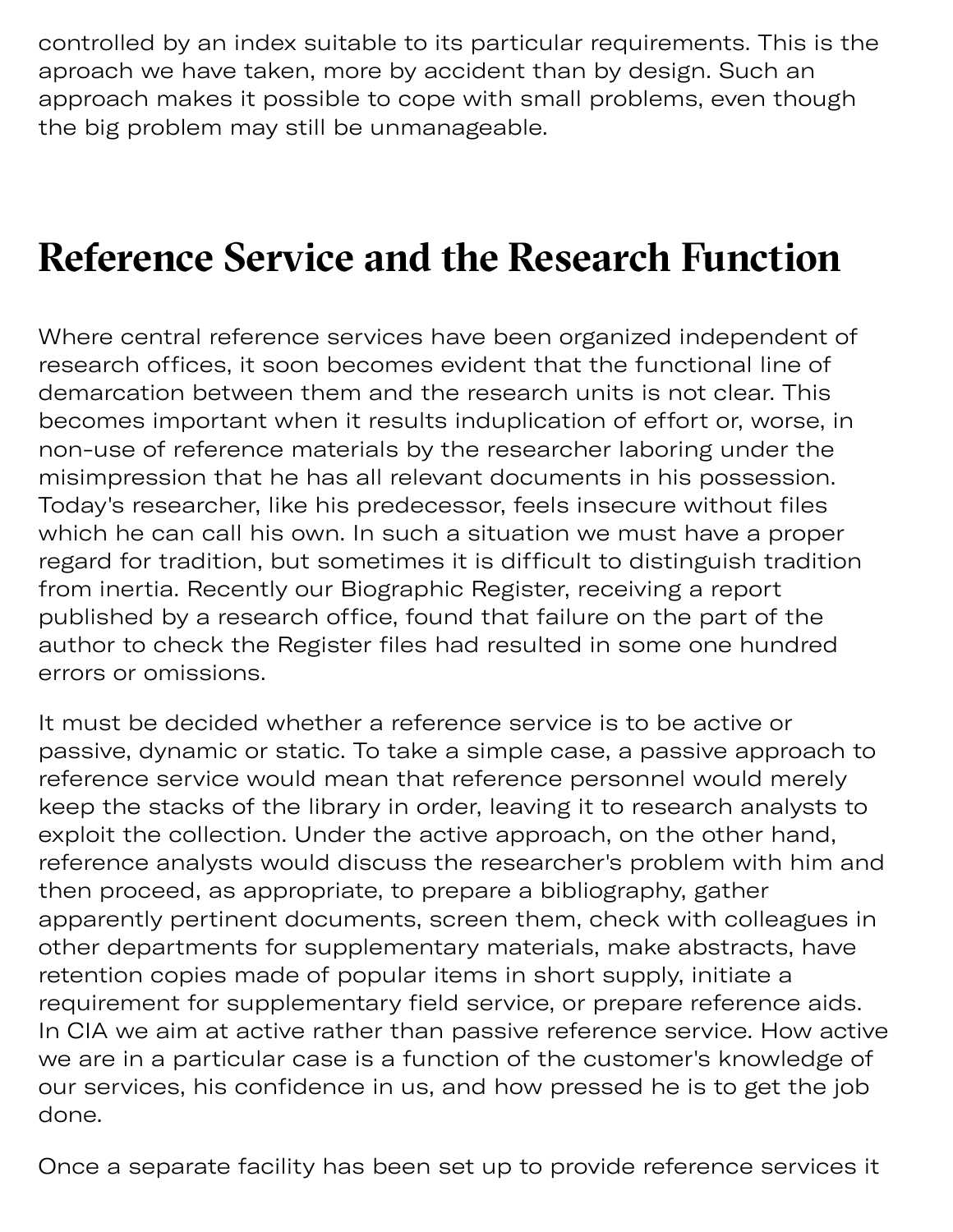controlled by an index suitable to its particular requirements. This is the aproach we have taken, more by accident than by design. Such an approach makes it possible to cope with small problems, even though the big problem may still be unmanageable.

## Reference Service and the Research Function

Where central reference services have been organized independent of research offices, it soon becomes evident that the functional line of demarcation between them and the research units is not clear. This becomes important when it results induplication of effort or, worse, in non-use of reference materials by the researcher laboring under the misimpression that he has all relevant documents in his possession. Today's researcher, like his predecessor, feels insecure without files which he can call his own. In such a situation we must have a proper regard for tradition, but sometimes it is difficult to distinguish tradition from inertia. Recently our Biographic Register, receiving a report published by a research office, found that failure on the part of the author to check the Register files had resulted in some one hundred errors or omissions.

It must be decided whether a reference service is to be active or passive, dynamic or static. To take a simple case, a passive approach to reference service would mean that reference personnel would merely keep the stacks of the library in order, leaving it to research analysts to exploit the collection. Under the active approach, on the other hand, reference analysts would discuss the researcher's problem with him and then proceed, as appropriate, to prepare a bibliography, gather apparently pertinent documents, screen them, check with colleagues in other departments for supplementary materials, make abstracts, have retention copies made of popular items in short supply, initiate a requirement for supplementary field service, or prepare reference aids. In CIA we aim at active rather than passive reference service. How active we are in a particular case is a function of the customer's knowledge of our services, his confidence in us, and how pressed he is to get the job done.

Once a separate facility has been set up to provide reference services it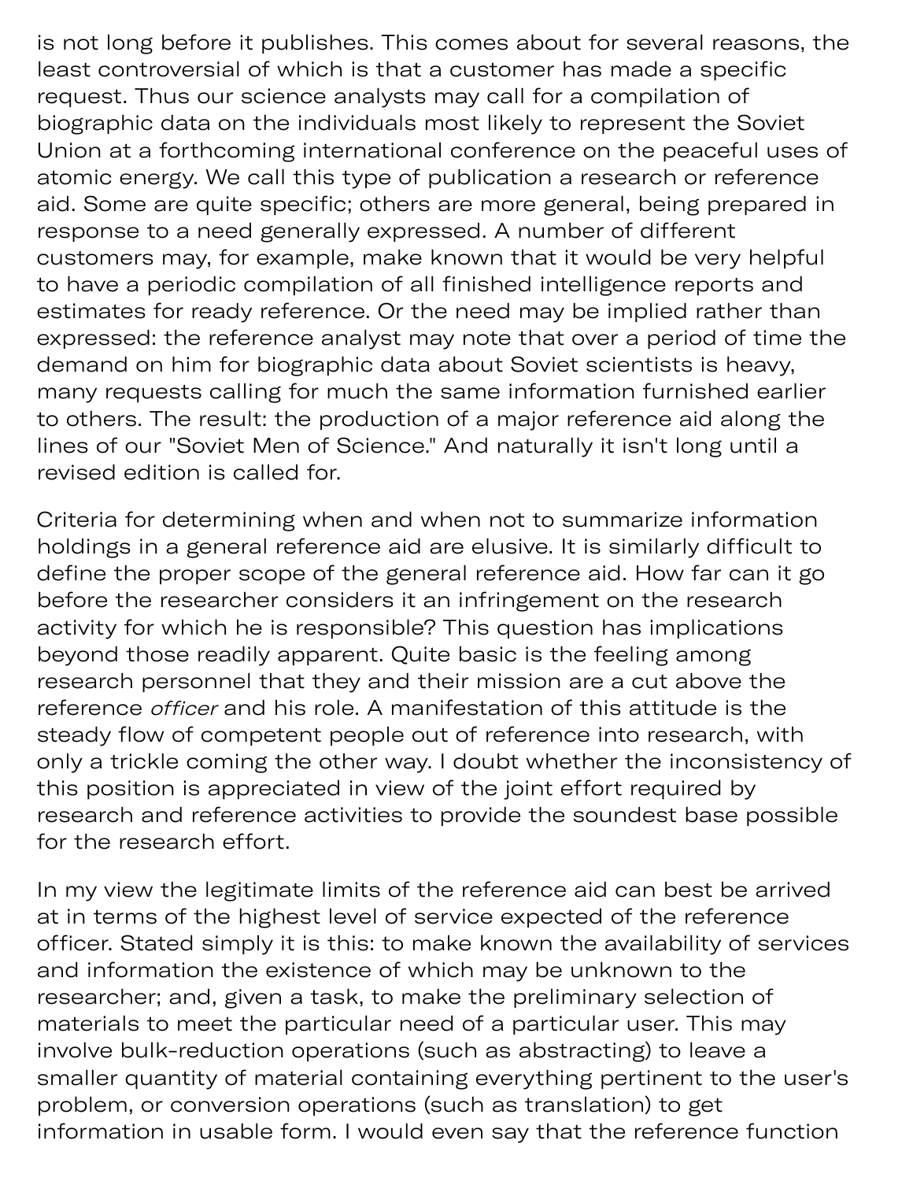is not long before it publishes. This comes about for several reasons, the least controversial of which is that a customer has made a specific request. Thus our science analysts may call for a compilation of biographic data on the individuals most likely to represent the Soviet Union at a forthcoming international conference on the peaceful uses of atomic energy. We call this type of publication a research or reference aid. Some are quite specific; others are more general, being prepared in response to a need generally expressed. A number of different customers may, for example, make known that it would be very helpful to have a periodic compilation of all finished intelligence reports and estimates for ready reference. Or the need may be implied rather than expressed: the reference analyst may note that over a period of time the demand on him for biographic data about Soviet scientists is heavy, many requests calling for much the same information furnished earlier to others. The result: the production of a major reference aid along the lines of our "Soviet Men of Science." And naturally it isn't long until a revised edition is called for.

Criteria for determining when and when not to summarize information holdings in a general reference aid are elusive. It is similarly difficult to define the proper scope of the general reference aid. How far can it go before the researcher considers it an infringement on the research activity for which he is responsible? This question has implications beyond those readily apparent. Quite basic is the feeling among research personnel that they and their mission are a cut above the reference *officer* and his role. A manifestation of this attitude is the steady flow of competent people out of reference into research, with only a trickle coming the other way. I doubt whether the inconsistency of this position is appreciated in view of the joint effort required by research and reference activities to provide the soundest base possible for the research effort.

In my view the legitimate limits of the reference aid can best be arrived at in terms of the highest level of service expected of the reference officer. Stated simply it is this: to make known the availability of services and information the existence of which may be unknown to the researcher; and, given a task, to make the preliminary selection of materials to meet the particular need of a particular user. This may involve bulk-reduction operations (such as abstracting) to leave a smaller quantity of material containing everything pertinent to the user's problem, or conversion operations (such as translation) to get information in usable form. I would even say that the reference function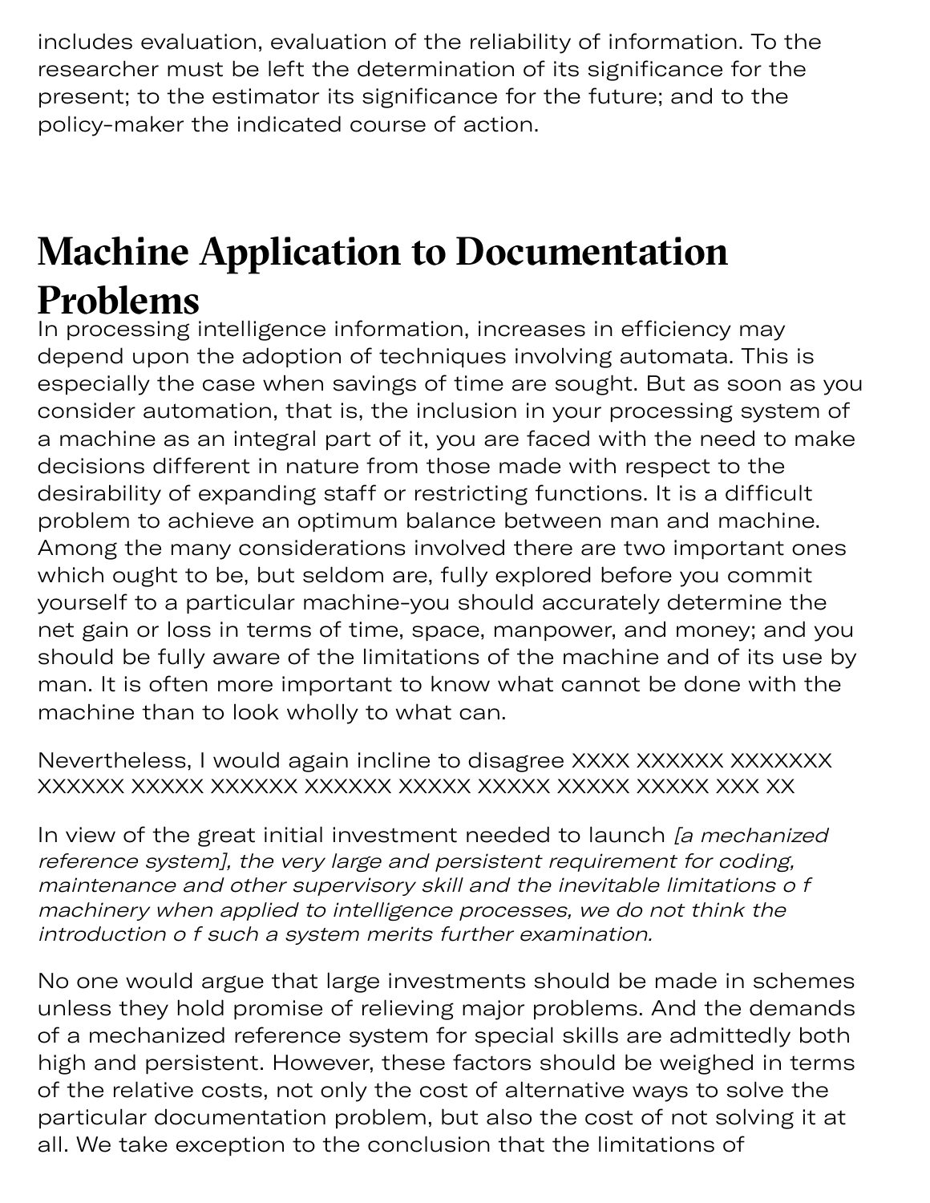includes evaluation, evaluation of the reliability of information. To the researcher must be left the determination of its significance for the present; to the estimator its significance for the future; and to the policy-maker the indicated course of action.

## Machine Application to Documentation Problems

In processing intelligence information, increases in efficiency may depend upon the adoption of techniques involving automata. This is especially the case when savings of time are sought. But as soon as you consider automation, that is, the inclusion in your processing system of a machine as an integral part of it, you are faced with the need to make decisions different in nature from those made with respect to the desirability of expanding staff or restricting functions. It is a difficult problem to achieve an optimum balance between man and machine. Among the many considerations involved there are two important ones which ought to be, but seldom are, fully explored before you commit yourself to a particular machine-you should accurately determine the net gain or loss in terms of time, space, manpower, and money; and you should be fully aware of the limitations of the machine and of its use by man. It is often more important to know what cannot be done with the machine than to look wholly to what can.

Nevertheless, I would again incline to disagree XXXX XXXXXX XXXXXXX XXXXXX XXXXX XXXXXX XXXXXX XXXXX XXXXX XXXXX XXXXX XXX XX

In view of the great initial investment needed to launch *[a mechanized reference system], the very large and persistent requirement for coding, maintenance and other supervisory skill and the inevitable limitations o f machinery when applied to intelligence processes, we do not think the introduction o f such a system merits further examination.*

No one would argue that large investments should be made in schemes unless they hold promise of relieving major problems. And the demands of a mechanized reference system for special skills are admittedly both high and persistent. However, these factors should be weighed in terms of the relative costs, not only the cost of alternative ways to solve the particular documentation problem, but also the cost of not solving it at all. We take exception to the conclusion that the limitations of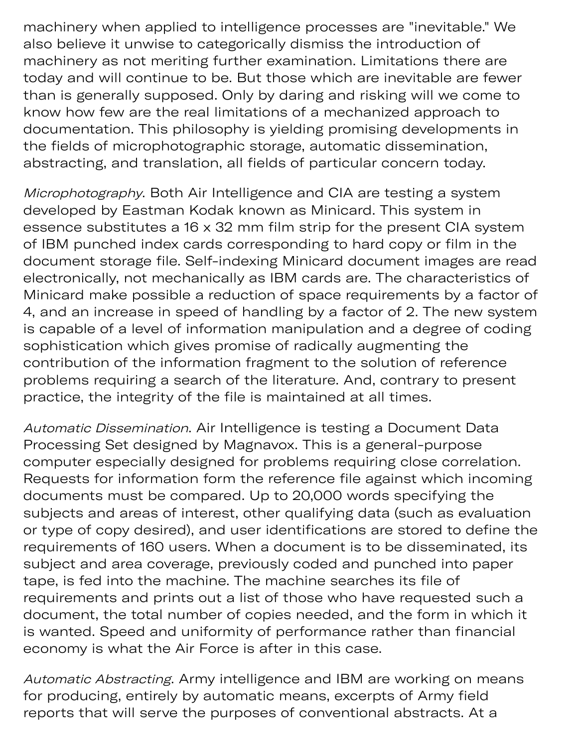machinery when applied to intelligence processes are "inevitable." We also believe it unwise to categorically dismiss the introduction of machinery as not meriting further examination. Limitations there are today and will continue to be. But those which are inevitable are fewer than is generally supposed. Only by daring and risking will we come to know how few are the real limitations of a mechanized approach to documentation. This philosophy is yielding promising developments in the fields of microphotographic storage, automatic dissemination, abstracting, and translation, all fields of particular concern today.

*Microphotography*. Both Air Intelligence and CIA are testing a system developed by Eastman Kodak known as Minicard. This system in essence substitutes a 16 x 32 mm film strip for the present CIA system of IBM punched index cards corresponding to hard copy or film in the document storage file. Self-indexing Minicard document images are read electronically, not mechanically as IBM cards are. The characteristics of Minicard make possible a reduction of space requirements by a factor of 4, and an increase in speed of handling by a factor of 2. The new system is capable of a level of information manipulation and a degree of coding sophistication which gives promise of radically augmenting the contribution of the information fragment to the solution of reference problems requiring a search of the literature. And, contrary to present practice, the integrity of the file is maintained at all times.

*Automatic Dissemination*. Air Intelligence is testing a Document Data Processing Set designed by Magnavox. This is a general-purpose computer especially designed for problems requiring close correlation. Requests for information form the reference file against which incoming documents must be compared. Up to 20,000 words specifying the subjects and areas of interest, other qualifying data (such as evaluation or type of copy desired), and user identifications are stored to define the requirements of 160 users. When a document is to be disseminated, its subject and area coverage, previously coded and punched into paper tape, is fed into the machine. The machine searches its file of requirements and prints out a list of those who have requested such a document, the total number of copies needed, and the form in which it is wanted. Speed and uniformity of performance rather than financial economy is what the Air Force is after in this case.

*Automatic Abstracting*. Army intelligence and IBM are working on means for producing, entirely by automatic means, excerpts of Army field reports that will serve the purposes of conventional abstracts. At a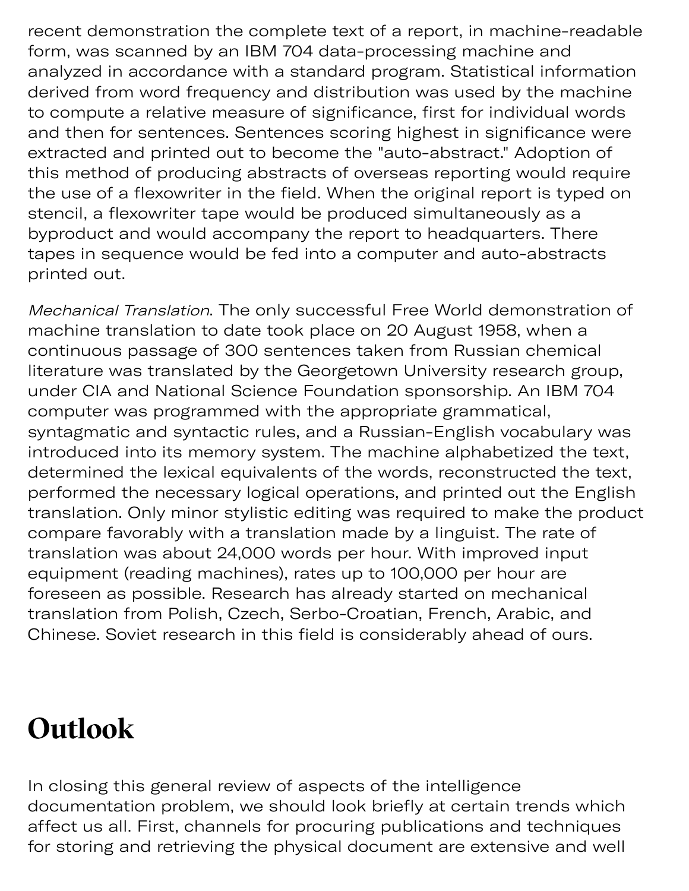recent demonstration the complete text of a report, in machine-readable form, was scanned by an IBM 704 data-processing machine and analyzed in accordance with a standard program. Statistical information derived from word frequency and distribution was used by the machine to compute a relative measure of significance, first for individual words and then for sentences. Sentences scoring highest in significance were extracted and printed out to become the "auto-abstract." Adoption of this method of producing abstracts of overseas reporting would require the use of a flexowriter in the field. When the original report is typed on stencil, a flexowriter tape would be produced simultaneously as a byproduct and would accompany the report to headquarters. There tapes in sequence would be fed into a computer and auto-abstracts printed out.

*Mechanical Translation*. The only successful Free World demonstration of machine translation to date took place on 20 August 1958, when a continuous passage of 300 sentences taken from Russian chemical literature was translated by the Georgetown University research group, under CIA and National Science Foundation sponsorship. An IBM 704 computer was programmed with the appropriate grammatical, syntagmatic and syntactic rules, and a Russian-English vocabulary was introduced into its memory system. The machine alphabetized the text, determined the lexical equivalents of the words, reconstructed the text, performed the necessary logical operations, and printed out the English translation. Only minor stylistic editing was required to make the product compare favorably with a translation made by a linguist. The rate of translation was about 24,000 words per hour. With improved input equipment (reading machines), rates up to 100,000 per hour are foreseen as possible. Research has already started on mechanical translation from Polish, Czech, Serbo-Croatian, French, Arabic, and Chinese. Soviet research in this field is considerably ahead of ours.

# Outlook

In closing this general review of aspects of the intelligence documentation problem, we should look briefly at certain trends which affect us all. First, channels for procuring publications and techniques for storing and retrieving the physical document are extensive and well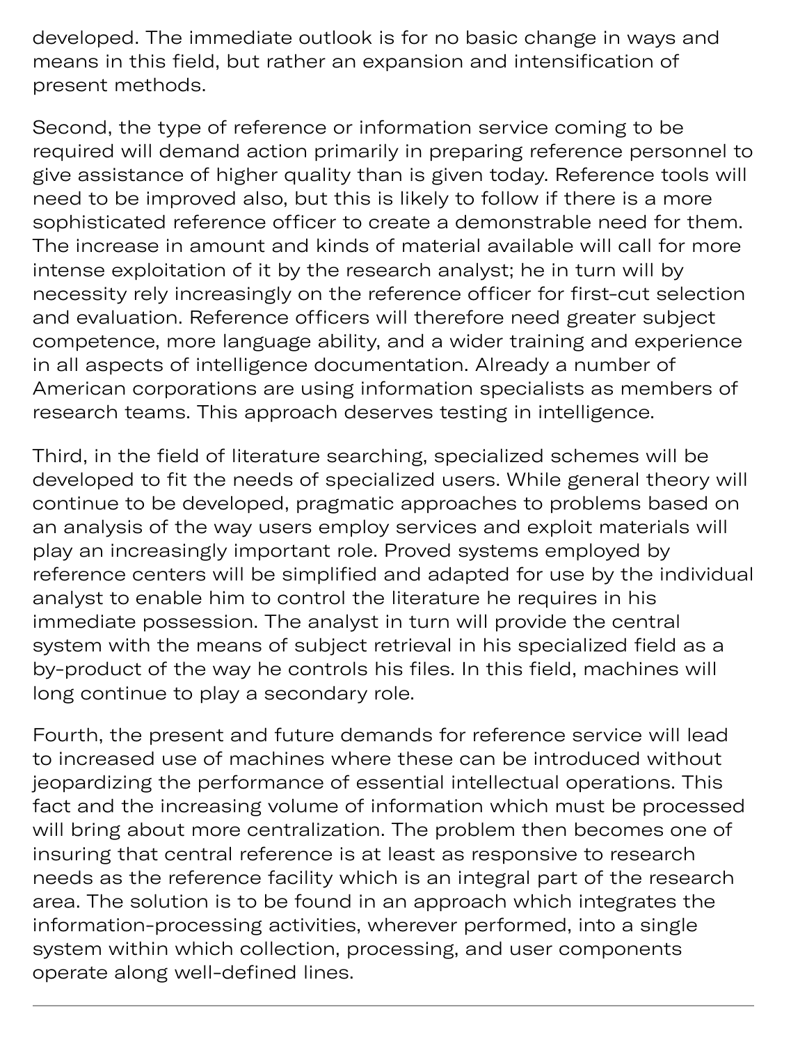developed. The immediate outlook is for no basic change in ways and means in this field, but rather an expansion and intensification of present methods.

Second, the type of reference or information service coming to be required will demand action primarily in preparing reference personnel to give assistance of higher quality than is given today. Reference tools will need to be improved also, but this is likely to follow if there is a more sophisticated reference officer to create a demonstrable need for them. The increase in amount and kinds of material available will call for more intense exploitation of it by the research analyst; he in turn will by necessity rely increasingly on the reference officer for first-cut selection and evaluation. Reference officers will therefore need greater subject competence, more language ability, and a wider training and experience in all aspects of intelligence documentation. Already a number of American corporations are using information specialists as members of research teams. This approach deserves testing in intelligence.

Third, in the field of literature searching, specialized schemes will be developed to fit the needs of specialized users. While general theory will continue to be developed, pragmatic approaches to problems based on an analysis of the way users employ services and exploit materials will play an increasingly important role. Proved systems employed by reference centers will be simplified and adapted for use by the individual analyst to enable him to control the literature he requires in his immediate possession. The analyst in turn will provide the central system with the means of subject retrieval in his specialized field as a by-product of the way he controls his files. In this field, machines will long continue to play a secondary role.

Fourth, the present and future demands for reference service will lead to increased use of machines where these can be introduced without jeopardizing the performance of essential intellectual operations. This fact and the increasing volume of information which must be processed will bring about more centralization. The problem then becomes one of insuring that central reference is at least as responsive to research needs as the reference facility which is an integral part of the research area. The solution is to be found in an approach which integrates the information-processing activities, wherever performed, into a single system within which collection, processing, and user components operate along well-defined lines.

---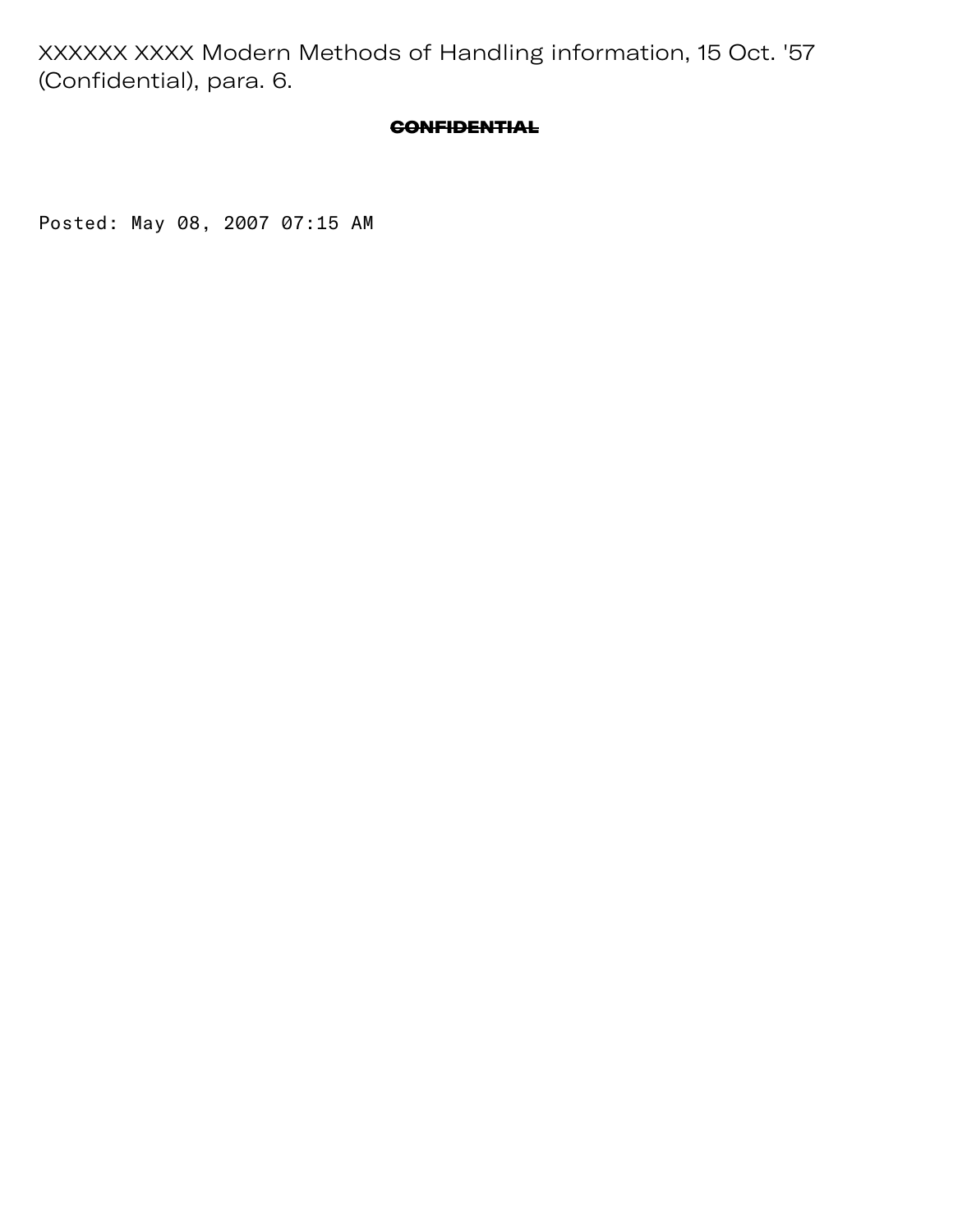XXXXXX XXXX Modern Methods of Handling information, 15 Oct. '57 (Confidential), para. 6.

~~**CONFIDENTIAL**~~

Posted: May 08, 2007 07:15 AM